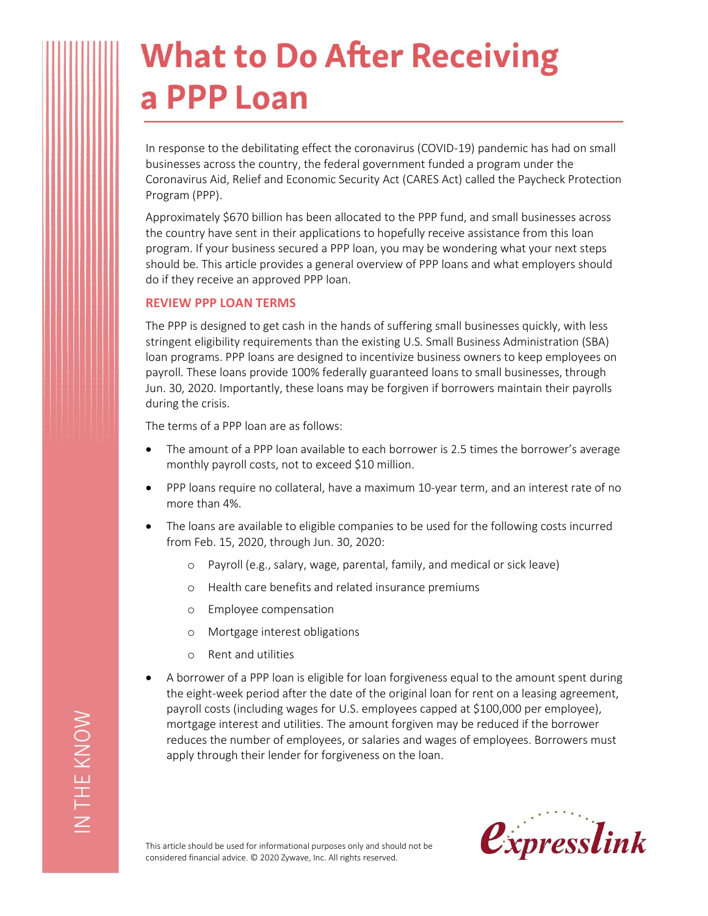# What to Do After Receiving a PPP Loan

In response to the debilitating effect the coronavirus (COVID-19) pandemic has had on small businesses across the country, the federal government funded a program under the Coronavirus Aid, Relief and Economic Security Act (CARES Act) called the Paycheck Protection Program (PPP).

Approximately $670 billion has been allocated to the PPP fund, and small businesses across the country have sent in their applications to hopefully receive assistance from this loan program. If your business secured a PPP loan, you may be wondering what your next steps should be. This article provides a general overview of PPP loans and what employers should do if they receive an approved PPP loan.

## REVIEW PPP LOAN TERMS

The PPP is designed to get cash in the hands of suffering small businesses quickly, with less stringent eligibility requirements than the existing U.S. Small Business Administration (SBA) loan programs. PPP loans are designed to incentivize business owners to keep employees on payroll. These loans provide 100% federally guaranteed loans to small businesses, through Jun. 30, 2020. Importantly, these loans may be forgiven if borrowers maintain their payrolls during the crisis.

The terms of a PPP loan are as follows:

- The amount of a PPP loan available to each borrower is 2.5 times the borrower's average monthly payroll costs, not to exceed $10 million.
- PPP loans require no collateral, have a maximum 10-year term, and an interest rate of no more than 4%.
- The loans are available to eligible companies to be used for the following costs incurred from Feb. 15, 2020, through Jun. 30, 2020:
  - Payroll (e.g., salary, wage, parental, family, and medical or sick leave)
  - Health care benefits and related insurance premiums
  - Employee compensation
  - Mortgage interest obligations
  - Rent and utilities
- A borrower of a PPP loan is eligible for loan forgiveness equal to the amount spent during the eight-week period after the date of the original loan for rent on a leasing agreement, payroll costs (including wages for U.S. employees capped at $100,000 per employee), mortgage interest and utilities. The amount forgiven may be reduced if the borrower reduces the number of employees, or salaries and wages of employees. Borrowers must apply through their lender for forgiveness on the loan.

This article should be used for informational purposes only and should not be considered financial advice. © 2020 Zywave, Inc. All rights reserved.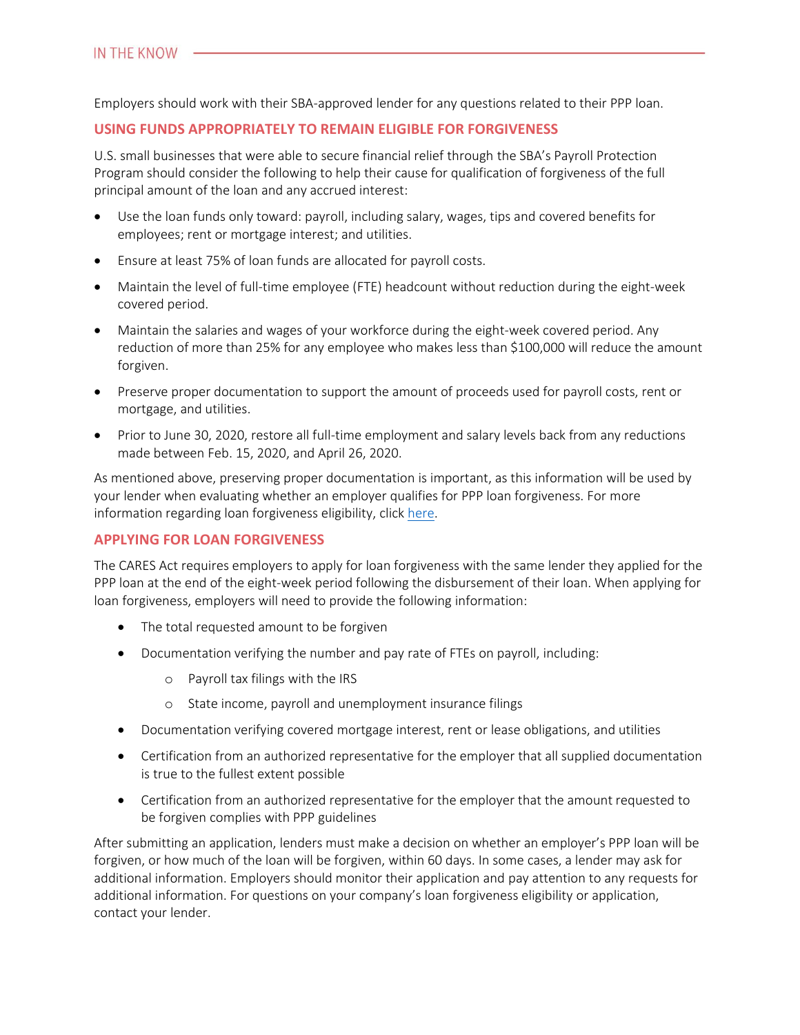Employers should work with their SBA-approved lender for any questions related to their PPP loan.

## USING FUNDS APPROPRIATELY TO REMAIN ELIGIBLE FOR FORGIVENESS

U.S. small businesses that were able to secure financial relief through the SBA's Payroll Protection Program should consider the following to help their cause for qualification of forgiveness of the full principal amount of the loan and any accrued interest:

- Use the loan funds only toward: payroll, including salary, wages, tips and covered benefits for employees; rent or mortgage interest; and utilities.
- Ensure at least 75% of loan funds are allocated for payroll costs.
- Maintain the level of full-time employee (FTE) headcount without reduction during the eight-week covered period.
- Maintain the salaries and wages of your workforce during the eight-week covered period. Any reduction of more than 25% for any employee who makes less than $100,000 will reduce the amount forgiven.
- Preserve proper documentation to support the amount of proceeds used for payroll costs, rent or mortgage, and utilities.
- Prior to June 30, 2020, restore all full-time employment and salary levels back from any reductions made between Feb. 15, 2020, and April 26, 2020.

As mentioned above, preserving proper documentation is important, as this information will be used by your lender when evaluating whether an employer qualifies for PPP loan forgiveness. For more information regarding loan forgiveness eligibility, click [here](#).

## APPLYING FOR LOAN FORGIVENESS

The CARES Act requires employers to apply for loan forgiveness with the same lender they applied for the PPP loan at the end of the eight-week period following the disbursement of their loan. When applying for loan forgiveness, employers will need to provide the following information:

- The total requested amount to be forgiven
- Documentation verifying the number and pay rate of FTEs on payroll, including:
  - Payroll tax filings with the IRS
  - State income, payroll and unemployment insurance filings
- Documentation verifying covered mortgage interest, rent or lease obligations, and utilities
- Certification from an authorized representative for the employer that all supplied documentation is true to the fullest extent possible
- Certification from an authorized representative for the employer that the amount requested to be forgiven complies with PPP guidelines

After submitting an application, lenders must make a decision on whether an employer's PPP loan will be forgiven, or how much of the loan will be forgiven, within 60 days. In some cases, a lender may ask for additional information. Employers should monitor their application and pay attention to any requests for additional information. For questions on your company's loan forgiveness eligibility or application, contact your lender.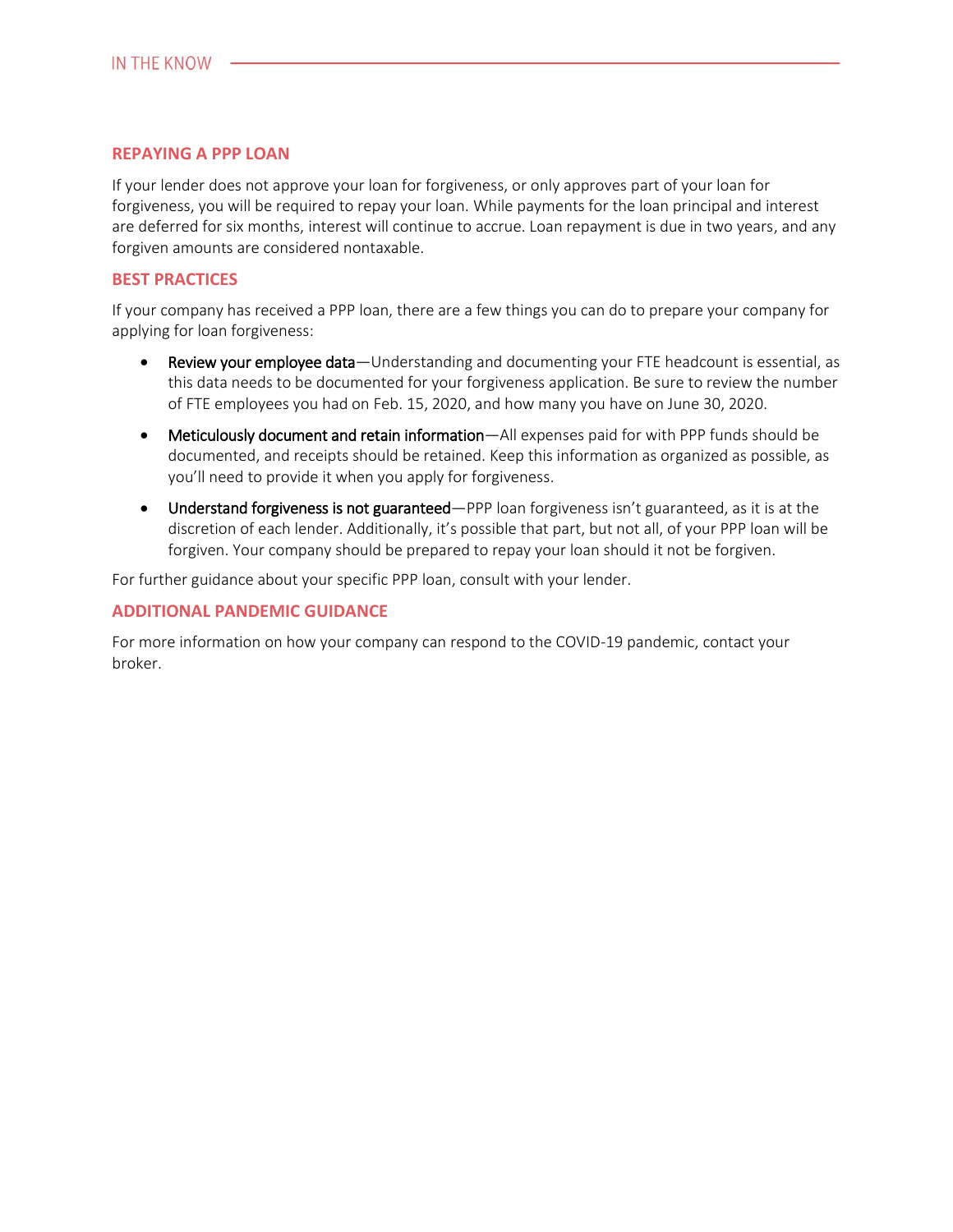## REPAYING A PPP LOAN

If your lender does not approve your loan for forgiveness, or only approves part of your loan for forgiveness, you will be required to repay your loan. While payments for the loan principal and interest are deferred for six months, interest will continue to accrue. Loan repayment is due in two years, and any forgiven amounts are considered nontaxable.

## BEST PRACTICES

If your company has received a PPP loan, there are a few things you can do to prepare your company for applying for loan forgiveness:

- **Review your employee data**—Understanding and documenting your FTE headcount is essential, as this data needs to be documented for your forgiveness application. Be sure to review the number of FTE employees you had on Feb. 15, 2020, and how many you have on June 30, 2020.
- **Meticulously document and retain information**—All expenses paid for with PPP funds should be documented, and receipts should be retained. Keep this information as organized as possible, as you'll need to provide it when you apply for forgiveness.
- **Understand forgiveness is not guaranteed**—PPP loan forgiveness isn't guaranteed, as it is at the discretion of each lender. Additionally, it's possible that part, but not all, of your PPP loan will be forgiven. Your company should be prepared to repay your loan should it not be forgiven.

For further guidance about your specific PPP loan, consult with your lender.

## ADDITIONAL PANDEMIC GUIDANCE

For more information on how your company can respond to the COVID-19 pandemic, contact your broker.